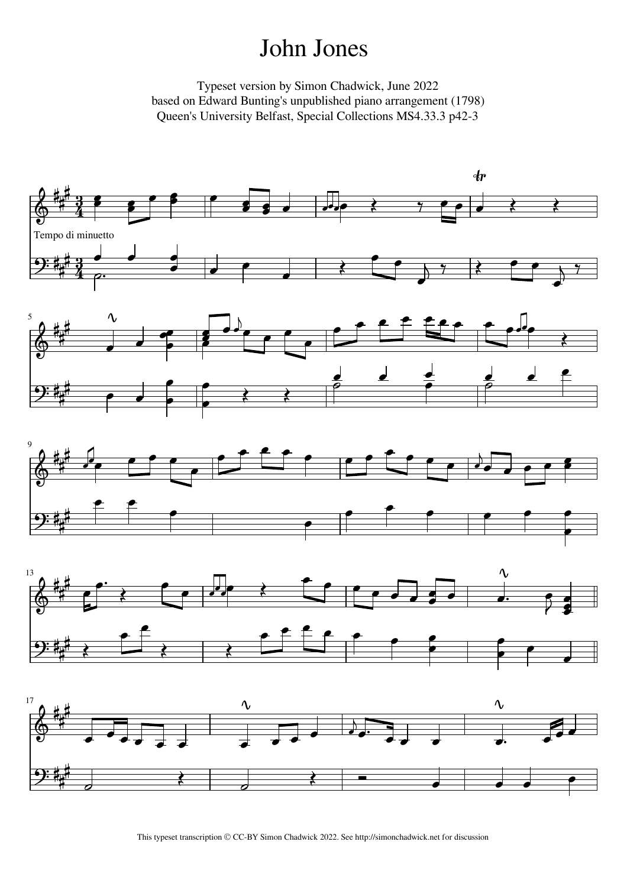# John Jones

Typeset version by Simon Chadwick, June 2022
based on Edward Bunting's unpublished piano arrangement (1798)
Queen's University Belfast, Special Collections MS4.33.3 p42-3

Tempo di minuetto

This typeset transcription © CC-BY Simon Chadwick 2022. See http://simonchadwick.net for discussion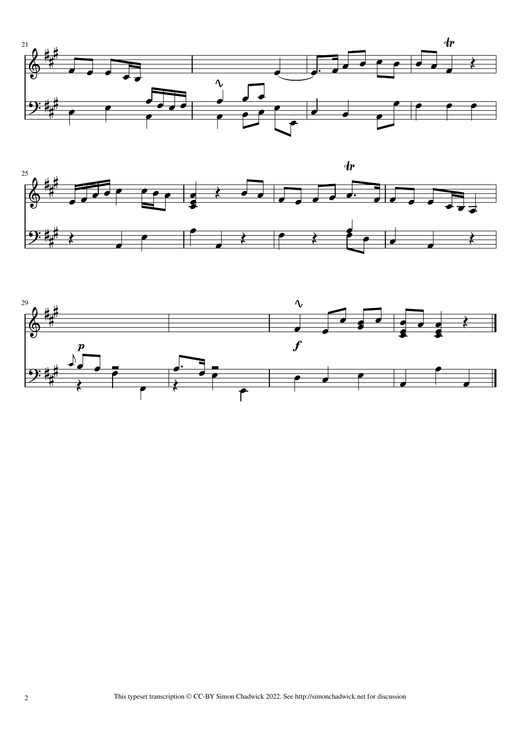This typeset transcription © CC-BY Simon Chadwick 2022. See http://simonchadwick.net for discussion